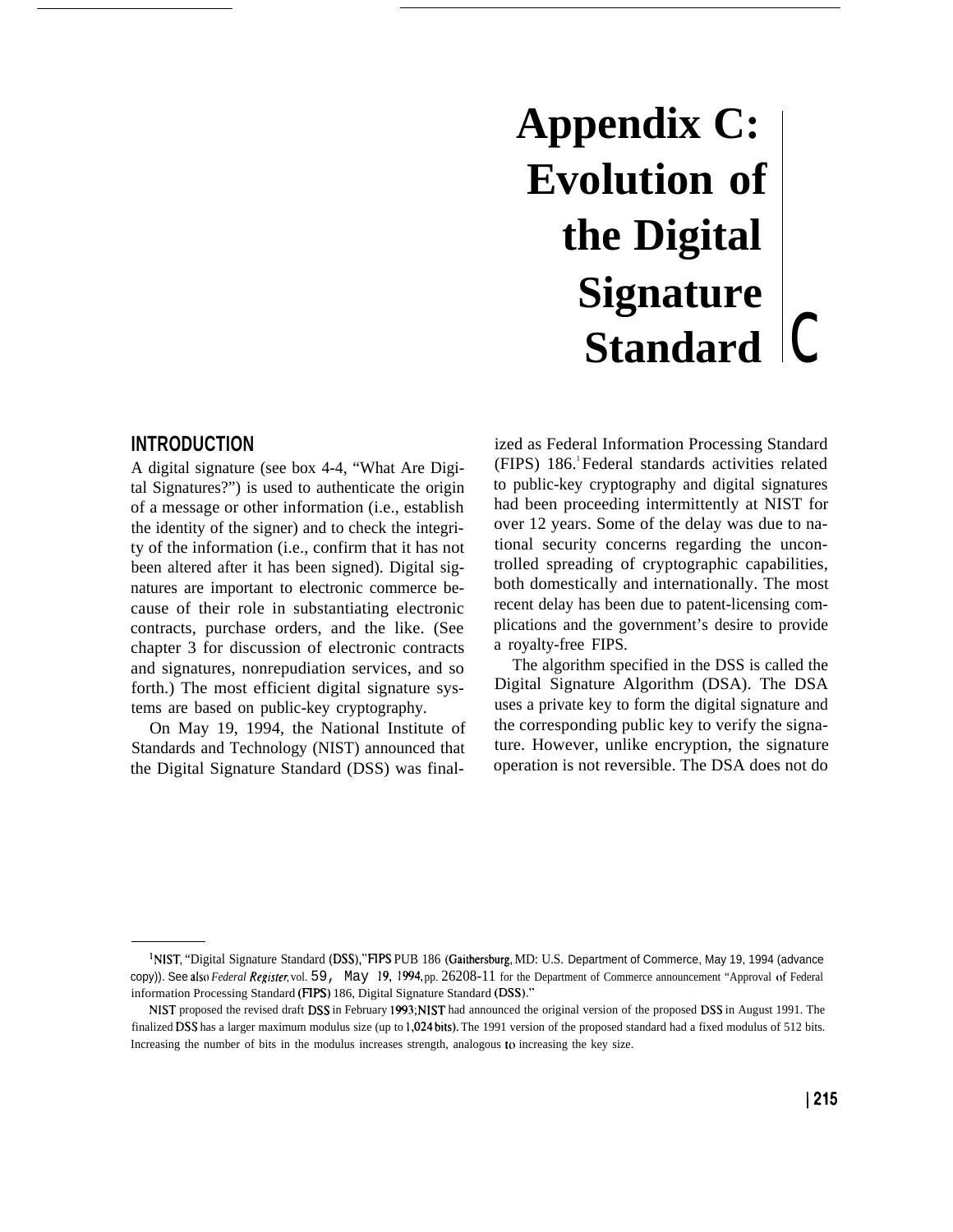# Appendix C: Evolution of the Digital Signature Standard

## INTRODUCTION

A digital signature (see box 4-4, "What Are Digital Signatures?") is used to authenticate the origin of a message or other information (i.e., establish the identity of the signer) and to check the integrity of the information (i.e., confirm that it has not been altered after it has been signed). Digital signatures are important to electronic commerce because of their role in substantiating electronic contracts, purchase orders, and the like. (See chapter 3 for discussion of electronic contracts and signatures, nonrepudiation services, and so forth.) The most efficient digital signature systems are based on public-key cryptography.

On May 19, 1994, the National Institute of Standards and Technology (NIST) announced that the Digital Signature Standard (DSS) was finalized as Federal Information Processing Standard (FIPS) 186.[1] Federal standards activities related to public-key cryptography and digital signatures had been proceeding intermittently at NIST for over 12 years. Some of the delay was due to national security concerns regarding the uncontrolled spreading of cryptographic capabilities, both domestically and internationally. The most recent delay has been due to patent-licensing complications and the government's desire to provide a royalty-free FIPS.

The algorithm specified in the DSS is called the Digital Signature Algorithm (DSA). The DSA uses a private key to form the digital signature and the corresponding public key to verify the signature. However, unlike encryption, the signature operation is not reversible. The DSA does not do

---

[1] NIST, "Digital Signature Standard (DSS)," FIPS PUB 186 (Gaithersburg, MD: U.S. Department of Commerce, May 19, 1994 (advance copy)). See also *Federal Register*, vol. 59, May 19, 1994, pp. 26208-11 for the Department of Commerce announcement "Approval of Federal information Processing Standard (FIPS) 186, Digital Signature Standard (DSS)."

NIST proposed the revised draft DSS in February 1993; NIST had announced the original version of the proposed DSS in August 1991. The finalized DSS has a larger maximum modulus size (up to 1,024 bits). The 1991 version of the proposed standard had a fixed modulus of 512 bits. Increasing the number of bits in the modulus increases strength, analogous to increasing the key size.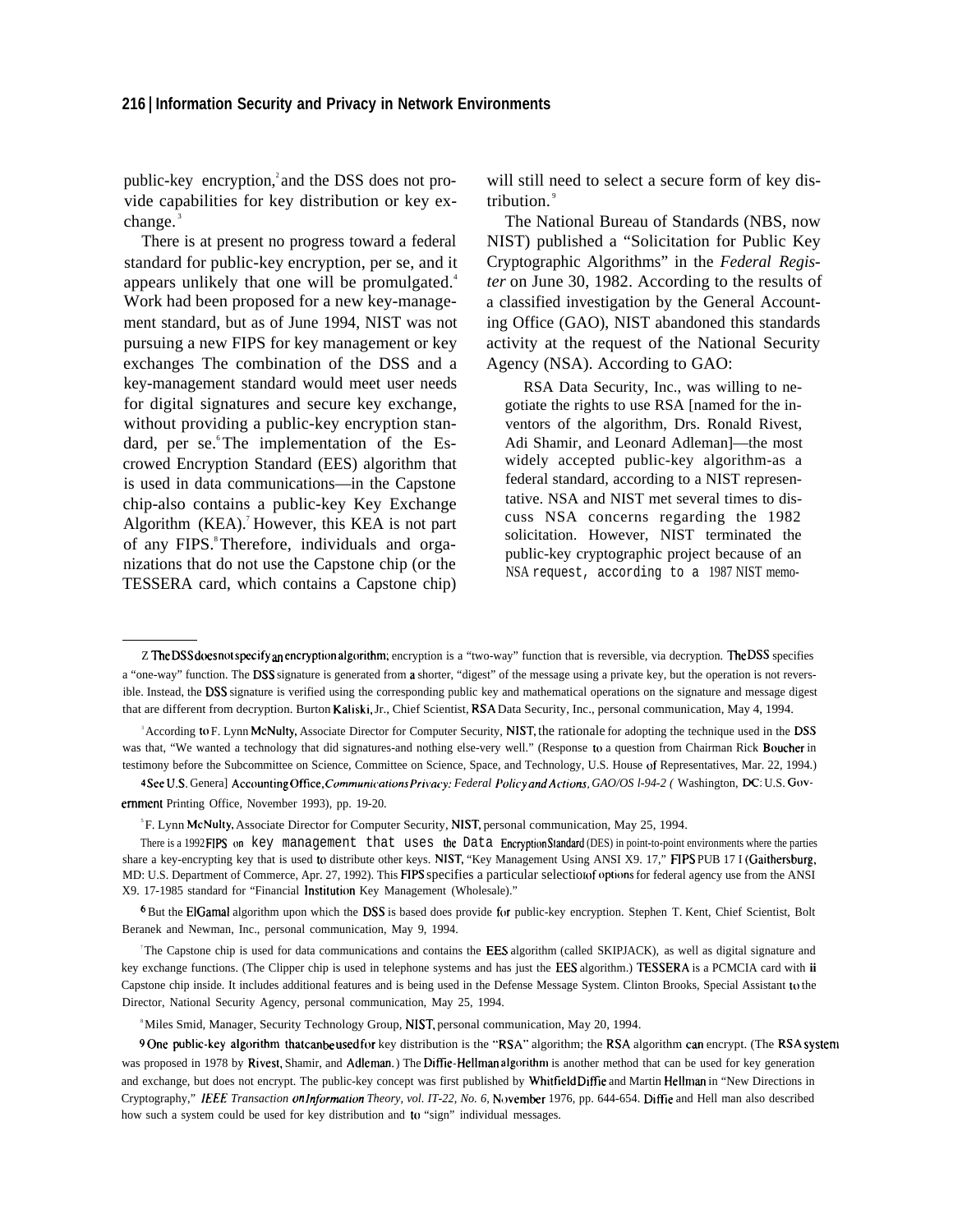public-key encryption,[2] and the DSS does not provide capabilities for key distribution or key exchange.[3]

There is at present no progress toward a federal standard for public-key encryption, per se, and it appears unlikely that one will be promulgated.[4] Work had been proposed for a new key-management standard, but as of June 1994, NIST was not pursuing a new FIPS for key management or key exchanges The combination of the DSS and a key-management standard would meet user needs for digital signatures and secure key exchange, without providing a public-key encryption standard, per se.[6] The implementation of the Escrowed Encryption Standard (EES) algorithm that is used in data communications—in the Capstone chip-also contains a public-key Key Exchange Algorithm (KEA).[7] However, this KEA is not part of any FIPS.[8] Therefore, individuals and organizations that do not use the Capstone chip (or the TESSERA card, which contains a Capstone chip) will still need to select a secure form of key distribution.[9]

The National Bureau of Standards (NBS, now NIST) published a "Solicitation for Public Key Cryptographic Algorithms" in the *Federal Register* on June 30, 1982. According to the results of a classified investigation by the General Accounting Office (GAO), NIST abandoned this standards activity at the request of the National Security Agency (NSA). According to GAO:

> RSA Data Security, Inc., was willing to negotiate the rights to use RSA [named for the inventors of the algorithm, Drs. Ronald Rivest, Adi Shamir, and Leonard Adleman]—the most widely accepted public-key algorithm-as a federal standard, according to a NIST representative. NSA and NIST met several times to discuss NSA concerns regarding the 1982 solicitation. However, NIST terminated the public-key cryptographic project because of an NSA request, according to a 1987 NIST memo-

---

[2] The DSS does not specify an encryption algorithm; encryption is a "two-way" function that is reversible, via decryption. The DSS specifies a "one-way" function. The DSS signature is generated from a shorter, "digest" of the message using a private key, but the operation is not reversible. Instead, the DSS signature is verified using the corresponding public key and mathematical operations on the signature and message digest that are different from decryption. Burton Kaliski, Jr., Chief Scientist, RSA Data Security, Inc., personal communication, May 4, 1994.

[3] According to F. Lynn McNulty, Associate Director for Computer Security, NIST, the rationale for adopting the technique used in the DSS was that, "We wanted a technology that did signatures-and nothing else-very well." (Response to a question from Chairman Rick Boucher in testimony before the Subcommittee on Science, Committee on Science, Space, and Technology, U.S. House of Representatives, Mar. 22, 1994.)

[4] See U.S. General Accounting Office, *Communications Privacy: Federal Policy and Actions, GAO/OSI-94-2* ( Washington, DC: U.S. Government Printing Office, November 1993), pp. 19-20.

[5] F. Lynn McNulty, Associate Director for Computer Security, NIST, personal communication, May 25, 1994.

There is a 1992 FIPS on key management that uses the Data Encryption Standard (DES) in point-to-point environments where the parties share a key-encrypting key that is used to distribute other keys. NIST, "Key Management Using ANSI X9. 17," FIPS PUB 171 (Gaithersburg, MD: U.S. Department of Commerce, Apr. 27, 1992). This FIPS specifies a particular selection of options for federal agency use from the ANSI X9. 17-1985 standard for "Financial Institution Key Management (Wholesale)."

[6] But the ElGamal algorithm upon which the DSS is based does provide for public-key encryption. Stephen T. Kent, Chief Scientist, Bolt Beranek and Newman, Inc., personal communication, May 9, 1994.

[7] The Capstone chip is used for data communications and contains the EES algorithm (called SKIPJACK), as well as digital signature and key exchange functions. (The Clipper chip is used in telephone systems and has just the EES algorithm.) TESSERA is a PCMCIA card with a Capstone chip inside. It includes additional features and is being used in the Defense Message System. Clinton Brooks, Special Assistant to the Director, National Security Agency, personal communication, May 25, 1994.

[8] Miles Smid, Manager, Security Technology Group, NIST, personal communication, May 20, 1994.

[9] One public-key algorithm that can be used for key distribution is the "RSA" algorithm; the RSA algorithm can encrypt. (The RSA system was proposed in 1978 by Rivest, Shamir, and Adleman.) The Diffie-Hellman algorithm is another method that can be used for key generation and exchange, but does not encrypt. The public-key concept was first published by Whitfield Diffie and Martin Hellman in "New Directions in Cryptography," *IEEE Transaction on Information Theory, vol. IT-22, No. 6,* November 1976, pp. 644-654. Diffie and Hellman also described how such a system could be used for key distribution and to "sign" individual messages.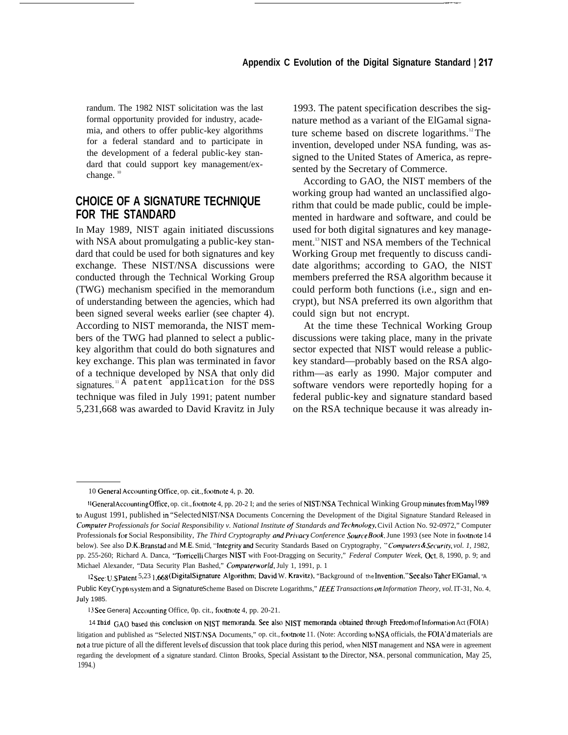randum. The 1982 NIST solicitation was the last formal opportunity provided for industry, academia, and others to offer public-key algorithms for a federal standard and to participate in the development of a federal public-key standard that could support key management/exchange.[10]

## CHOICE OF A SIGNATURE TECHNIQUE FOR THE STANDARD

In May 1989, NIST again initiated discussions with NSA about promulgating a public-key standard that could be used for both signatures and key exchange. These NIST/NSA discussions were conducted through the Technical Working Group (TWG) mechanism specified in the memorandum of understanding between the agencies, which had been signed several weeks earlier (see chapter 4). According to NIST memoranda, the NIST members of the TWG had planned to select a public-key algorithm that could do both signatures and key exchange. This plan was terminated in favor of a technique developed by NSA that only did signatures.[11] A patent application for the DSS technique was filed in July 1991; patent number 5,231,668 was awarded to David Kravitz in July 1993. The patent specification describes the signature method as a variant of the ElGamal signature scheme based on discrete logarithms.[12] The invention, developed under NSA funding, was assigned to the United States of America, as represented by the Secretary of Commerce.

According to GAO, the NIST members of the working group had wanted an unclassified algorithm that could be made public, could be implemented in hardware and software, and could be used for both digital signatures and key management.[13] NIST and NSA members of the Technical Working Group met frequently to discuss candidate algorithms; according to GAO, the NIST members preferred the RSA algorithm because it could perform both functions (i.e., sign and encrypt), but NSA preferred its own algorithm that could sign but not encrypt.

At the time these Technical Working Group discussions were taking place, many in the private sector expected that NIST would release a public-key standard—probably based on the RSA algorithm—as early as 1990. Major computer and software vendors were reportedly hoping for a federal public-key and signature standard based on the RSA technique because it was already in-

---

10 General Accounting Office, op. cit., footnote 4, p. 20.

11 General Accounting Office, op. cit., footnote 4, pp. 20-2 I; and the series of NIST/NSA Technical Winking Group minutes from May 1989 to August 1991, published in "Selected NIST/NSA Documents Concerning the Development of the Digital Signature Standard Released in *Computer Professionals for Social Responsibility v. National Institute of Standards and Technology*, Civil Action No. 92-0972," Computer Professionals for Social Responsibility, *The Third Cryptography and Privacy Conference Source Book*, June 1993 (see Note in footnote 14 below). See also D.K. Branstad and M.E. Smid, "Integrity and Security Standards Based on Cryptography, "*Computers & Security, vol. 1, 1982,* pp. 255-260; Richard A. Danca, "Torricelli Charges NIST with Foot-Dragging on Security," *Federal Computer Week*, Oct. 8, 1990, p. 9; and Michael Alexander, "Data Security Plan Bashed," *Computerworld*, July 1, 1991, p. 1

12 See: U.S Patent 5,231,668 (Digital Signature Algorithm; David W. Kravitz), "Background of the Invention." See also Taher ElGamal, "A Public Key Cryptosystem and a Signature Scheme Based on Discrete Logarithms," *IEEE Transactions on Information Theory, vol.* IT-31, No. 4, July 1985.

13 See General Accounting Office, 0p. cit., footnote 4, pp. 20-21.

14 Ibid GAO based this conclusion on NIST memoranda. See also NIST memoranda obtained through Freedom of Information Act (FOIA) litigation and published as "Selected NIST/NSA Documents," op. cit., footnote 11. (Note: According to NSA officials, the FOIA'd materials are not a true picture of all the different levels of discussion that took place during this period, when NIST management and NSA were in agreement regarding the development of a signature standard. Clinton Brooks, Special Assistant to the Director, NSA, personal communication, May 25, 1994.)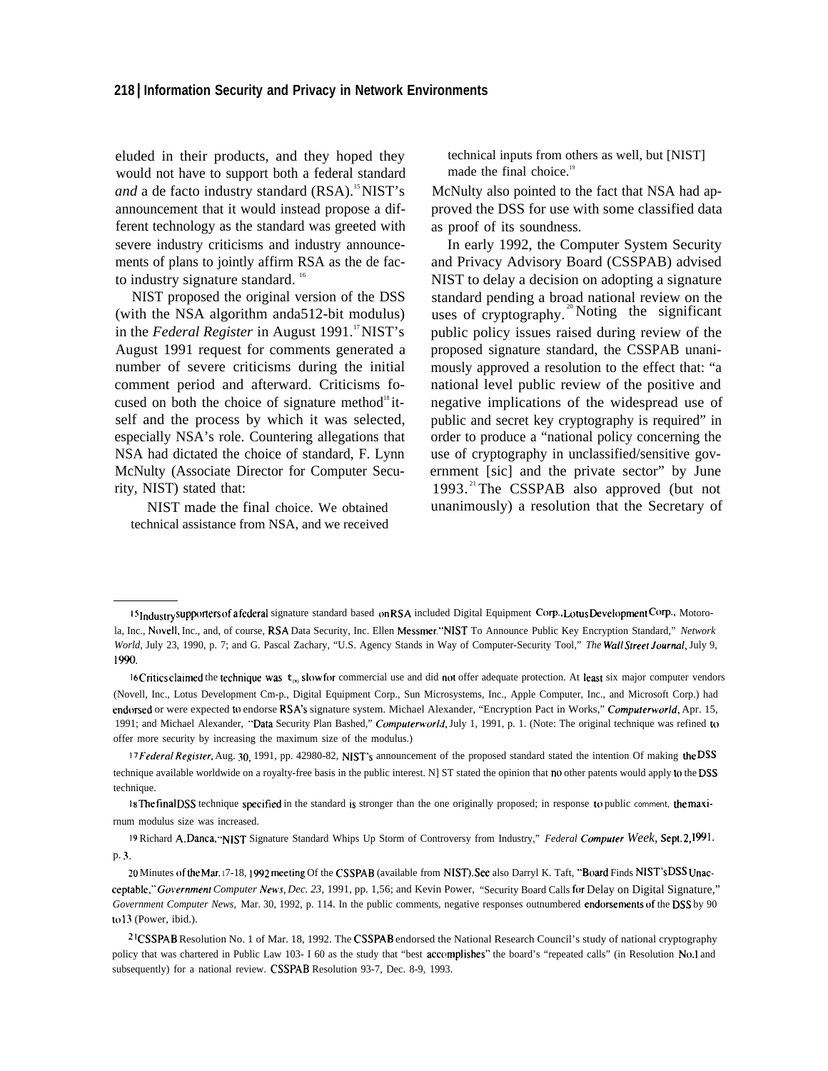cluded in their products, and they hoped they would not have to support both a federal standard *and* a de facto industry standard (RSA).[15] NIST's announcement that it would instead propose a different technology as the standard was greeted with severe industry criticisms and industry announcements of plans to jointly affirm RSA as the de facto industry signature standard.[16]

NIST proposed the original version of the DSS (with the NSA algorithm anda512-bit modulus) in the *Federal Register* in August 1991.[17] NIST's August 1991 request for comments generated a number of severe criticisms during the initial comment period and afterward. Criticisms focused on both the choice of signature method[18] itself and the process by which it was selected, especially NSA's role. Countering allegations that NSA had dictated the choice of standard, F. Lynn McNulty (Associate Director for Computer Security, NIST) stated that:

> NIST made the final choice. We obtained technical assistance from NSA, and we received technical inputs from others as well, but [NIST] made the final choice.[19]

McNulty also pointed to the fact that NSA had approved the DSS for use with some classified data as proof of its soundness.

In early 1992, the Computer System Security and Privacy Advisory Board (CSSPAB) advised NIST to delay a decision on adopting a signature standard pending a broad national review on the uses of cryptography.[20] Noting the significant public policy issues raised during review of the proposed signature standard, the CSSPAB unanimously approved a resolution to the effect that: "a national level public review of the positive and negative implications of the widespread use of public and secret key cryptography is required" in order to produce a "national policy concerning the use of cryptography in unclassified/sensitive government [sic] and the private sector" by June 1993.[21] The CSSPAB also approved (but not unanimously) a resolution that the Secretary of

---

[15] Industry supporters of a federal signature standard based on RSA included Digital Equipment Corp., Lotus Development Corp., Motorola, Inc., Novell, Inc., and, of course, RSA Data Security, Inc. Ellen Messmer, "NIST To Announce Public Key Encryption Standard," *Network World*, July 23, 1990, p. 7; and G. Pascal Zachary, "U.S. Agency Stands in Way of Computer-Security Tool," *The Wall Street Journal*, July 9, 1990.

[16] Critics claimed the technique was too slow for commercial use and did not offer adequate protection. At least six major computer vendors (Novell, Inc., Lotus Development Corp., Digital Equipment Corp., Sun Microsystems, Inc., Apple Computer, Inc., and Microsoft Corp.) had endorsed or were expected to endorse RSA's signature system. Michael Alexander, "Encryption Pact in Works," *Computerworld*, Apr. 15, 1991; and Michael Alexander, "Data Security Plan Bashed," *Computerworld*, July 1, 1991, p. 1. (Note: The original technique was refined to offer more security by increasing the maximum size of the modulus.)

[17] *Federal Register*, Aug. 30, 1991, pp. 42980-82, NIST's announcement of the proposed standard stated the intention Of making the DSS technique available worldwide on a royalty-free basis in the public interest. NIST stated the opinion that no other patents would apply to the DSS technique.

[18] The final DSS technique specified in the standard is stronger than the one originally proposed; in response to public comment, the maximum modulus size was increased.

[19] Richard A. Danca, "NIST Signature Standard Whips Up Storm of Controversy from Industry," *Federal Computer Week*, Sept. 2, 1991, p. 3.

[20] Minutes of the Mar. 17-18, 1992 meeting Of the CSSPAB (available from NIST). See also Darryl K. Taft, "Board Finds NIST's DSS Unacceptable," *Government Computer News*, *Dec. 23*, 1991, pp. 1,56; and Kevin Power, "Security Board Calls for Delay on Digital Signature," *Government Computer News*, Mar. 30, 1992, p. 114. In the public comments, negative responses outnumbered endorsements of the DSS by 90 to 13 (Power, ibid.).

[21] CSSPAB Resolution No. 1 of Mar. 18, 1992. The CSSPAB endorsed the National Research Council's study of national cryptography policy that was chartered in Public Law 103-160 as the study that "best accomplishes" the board's "repeated calls" (in Resolution No.1 and subsequently) for a national review. CSSPAB Resolution 93-7, Dec. 8-9, 1993.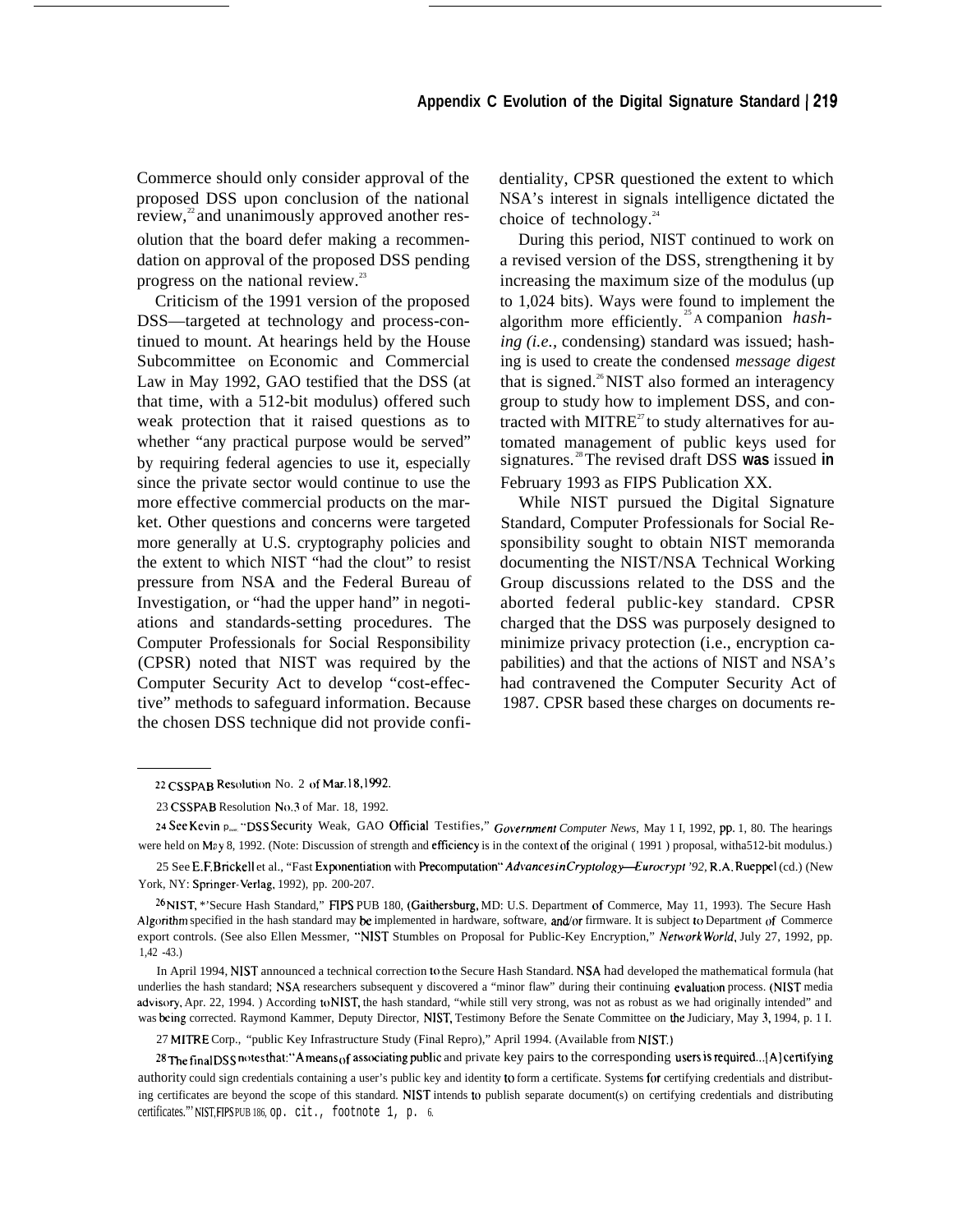Commerce should only consider approval of the proposed DSS upon conclusion of the national review,[22] and unanimously approved another resolution that the board defer making a recommendation on approval of the proposed DSS pending progress on the national review.[23]

Criticism of the 1991 version of the proposed DSS—targeted at technology and process-continued to mount. At hearings held by the House Subcommittee on Economic and Commercial Law in May 1992, GAO testified that the DSS (at that time, with a 512-bit modulus) offered such weak protection that it raised questions as to whether "any practical purpose would be served" by requiring federal agencies to use it, especially since the private sector would continue to use the more effective commercial products on the market. Other questions and concerns were targeted more generally at U.S. cryptography policies and the extent to which NIST "had the clout" to resist pressure from NSA and the Federal Bureau of Investigation, or "had the upper hand" in negotiations and standards-setting procedures. The Computer Professionals for Social Responsibility (CPSR) noted that NIST was required by the Computer Security Act to develop "cost-effective" methods to safeguard information. Because the chosen DSS technique did not provide confidentiality, CPSR questioned the extent to which NSA's interest in signals intelligence dictated the choice of technology.[24]

During this period, NIST continued to work on a revised version of the DSS, strengthening it by increasing the maximum size of the modulus (up to 1,024 bits). Ways were found to implement the algorithm more efficiently.[25] A companion *hashing (i.e.,* condensing) standard was issued; hashing is used to create the condensed *message digest* that is signed.[26] NIST also formed an interagency group to study how to implement DSS, and contracted with MITRE[27] to study alternatives for automated management of public keys used for signatures.[28] The revised draft DSS **was** issued **in** February 1993 as FIPS Publication XX.

While NIST pursued the Digital Signature Standard, Computer Professionals for Social Responsibility sought to obtain NIST memoranda documenting the NIST/NSA Technical Working Group discussions related to the DSS and the aborted federal public-key standard. CPSR charged that the DSS was purposely designed to minimize privacy protection (i.e., encryption capabilities) and that the actions of NIST and NSA's had contravened the Computer Security Act of 1987. CPSR based these charges on documents re-

---

22 CSSPAB Resolution No. 2 of Mar. 18, 1992.

23 CSSPAB Resolution No. 3 of Mar. 18, 1992.

24 See Kevin Power, "DSS Security Weak, GAO Official Testifies," *Government Computer News,* May 11, 1992, pp. 1, 80. The hearings were held on May 8, 1992. (Note: Discussion of strength and efficiency is in the context of the original (1991) proposal, with a 512-bit modulus.)

25 See E.F. Brickell et al., "Fast Exponentiation with Precomputation" *Advances in Cryptology—Eurocrypt '92,* R.A. Rueppel (ed.) (New York, NY: Springer-Verlag, 1992), pp. 200-207.

26 NIST, "Secure Hash Standard," FIPS PUB 180, (Gaithersburg, MD: U.S. Department of Commerce, May 11, 1993). The Secure Hash Algorithm specified in the hash standard may be implemented in hardware, software, and/or firmware. It is subject to Department of Commerce export controls. (See also Ellen Messmer, "NIST Stumbles on Proposal for Public-Key Encryption," *Network World,* July 27, 1992, pp. 1,42 -43.)

In April 1994, NIST announced a technical correction to the Secure Hash Standard. NSA had developed the mathematical formula (hat underlies the hash standard; NSA researchers subsequent y discovered a "minor flaw" during their continuing evaluation process. (NIST media advisory, Apr. 22, 1994. ) According to NIST, the hash standard, "while still very strong, was not as robust as we had originally intended" and was being corrected. Raymond Kammer, Deputy Director, NIST, Testimony Before the Senate Committee on the Judiciary, May 3, 1994, p. 1 I.

27 MITRE Corp., "public Key Infrastructure Study (Final Repro)," April 1994. (Available from NIST.)

28 The final DSS notes that: "A means of associating public and private key pairs to the corresponding users is required...[A] certifying authority could sign credentials containing a user's public key and identity to form a certificate. Systems for certifying credentials and distributing certificates are beyond the scope of this standard. NIST intends to publish separate document(s) on certifying credentials and distributing certificates." NIST, FIPS PUB 186, op. cit., footnote 1, p. 6.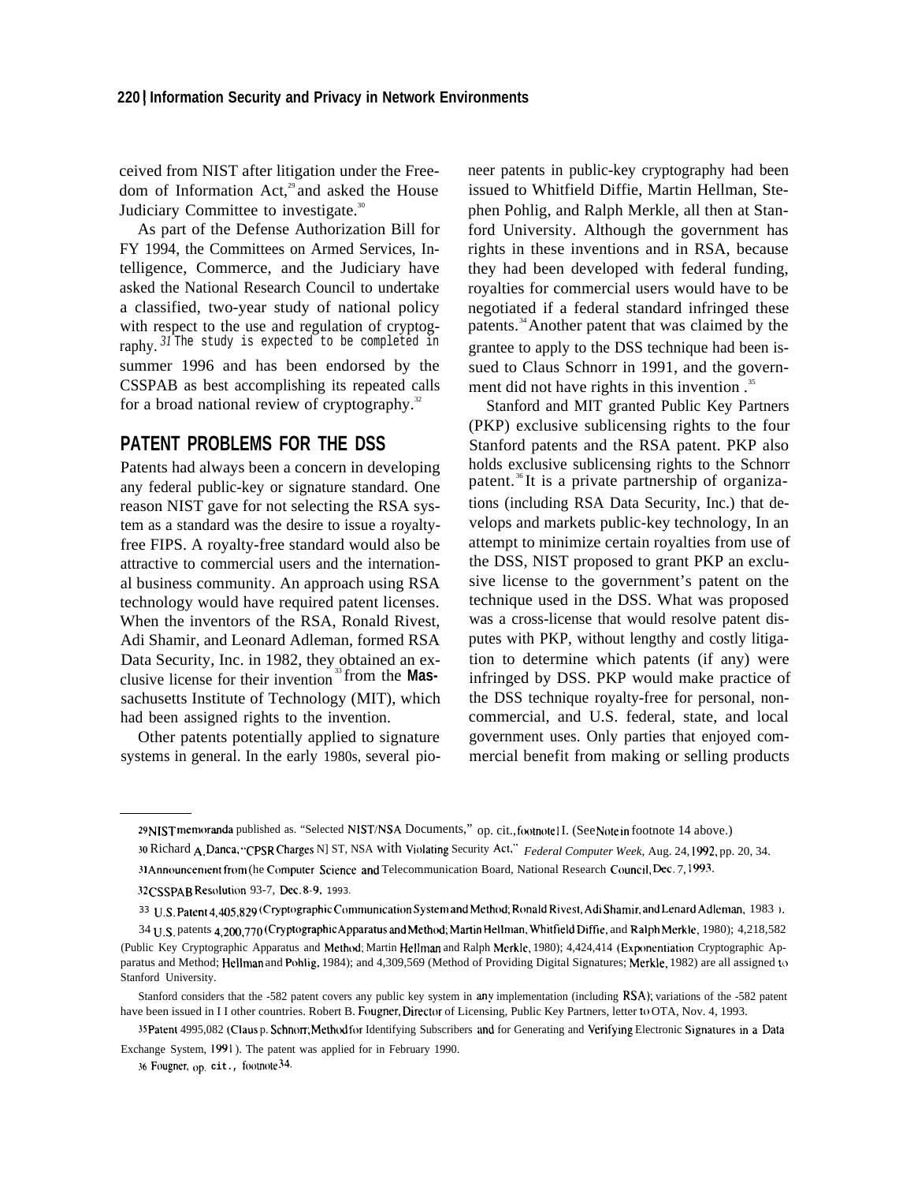ceived from NIST after litigation under the Freedom of Information Act,[29] and asked the House Judiciary Committee to investigate.[30]

As part of the Defense Authorization Bill for FY 1994, the Committees on Armed Services, Intelligence, Commerce, and the Judiciary have asked the National Research Council to undertake a classified, two-year study of national policy with respect to the use and regulation of cryptography.[31] The study is expected to be completed in summer 1996 and has been endorsed by the CSSPAB as best accomplishing its repeated calls for a broad national review of cryptography.[32]

## PATENT PROBLEMS FOR THE DSS

Patents had always been a concern in developing any federal public-key or signature standard. One reason NIST gave for not selecting the RSA system as a standard was the desire to issue a royalty-free FIPS. A royalty-free standard would also be attractive to commercial users and the international business community. An approach using RSA technology would have required patent licenses. When the inventors of the RSA, Ronald Rivest, Adi Shamir, and Leonard Adleman, formed RSA Data Security, Inc. in 1982, they obtained an exclusive license for their invention[33] from the Massachusetts Institute of Technology (MIT), which had been assigned rights to the invention.

Other patents potentially applied to signature systems in general. In the early 1980s, several pioneer patents in public-key cryptography had been issued to Whitfield Diffie, Martin Hellman, Stephen Pohlig, and Ralph Merkle, all then at Stanford University. Although the government has rights in these inventions and in RSA, because they had been developed with federal funding, royalties for commercial users would have to be negotiated if a federal standard infringed these patents.[34] Another patent that was claimed by the grantee to apply to the DSS technique had been issued to Claus Schnorr in 1991, and the government did not have rights in this invention.[35]

Stanford and MIT granted Public Key Partners (PKP) exclusive sublicensing rights to the four Stanford patents and the RSA patent. PKP also holds exclusive sublicensing rights to the Schnorr patent.[36] It is a private partnership of organizations (including RSA Data Security, Inc.) that develops and markets public-key technology, In an attempt to minimize certain royalties from use of the DSS, NIST proposed to grant PKP an exclusive license to the government's patent on the technique used in the DSS. What was proposed was a cross-license that would resolve patent disputes with PKP, without lengthy and costly litigation to determine which patents (if any) were infringed by DSS. PKP would make practice of the DSS technique royalty-free for personal, noncommercial, and U.S. federal, state, and local government uses. Only parties that enjoyed commercial benefit from making or selling products

---

29 NIST memoranda published as. "Selected NIST/NSA Documents," op. cit., footnote 11. (See Note in footnote 14 above.)

30 Richard A. Danca, "CPSR Charges NIST, NSA with Violating Security Act," *Federal Computer Week*, Aug. 24, 1992, pp. 20, 34.

31 Announcement from the Computer Science and Telecommunication Board, National Research Council, Dec. 7, 1993.

32 CSSPAB Resolution 93-7, Dec. 8-9, 1993.

33 U.S. Patent 4,405,829 (Cryptographic Communication System and Method; Ronald Rivest, Adi Shamir, and Lenard Adleman, 1983).

34 U.S. patents 4,200,770 (Cryptographic Apparatus and Method; Martin Hellman, Whitfield Diffie, and Ralph Merkle, 1980); 4,218,582 (Public Key Cryptographic Apparatus and Method; Martin Hellman and Ralph Merkle, 1980); 4,424,414 (Exponentiation Cryptographic Apparatus and Method; Hellman and Pohlig, 1984); and 4,309,569 (Method of Providing Digital Signatures; Merkle, 1982) are all assigned to Stanford University.

Stanford considers that the -582 patent covers any public key system in any implementation (including RSA); variations of the -582 patent have been issued in 11 other countries. Robert B. Fougner, Director of Licensing, Public Key Partners, letter to OTA, Nov. 4, 1993.

35 Patent 4995,082 (Claus p. Schnorr; Method for Identifying Subscribers and for Generating and Verifying Electronic Signatures in a Data Exchange System, 1991). The patent was applied for in February 1990.

36 Fougner, op. cit., footnote 34.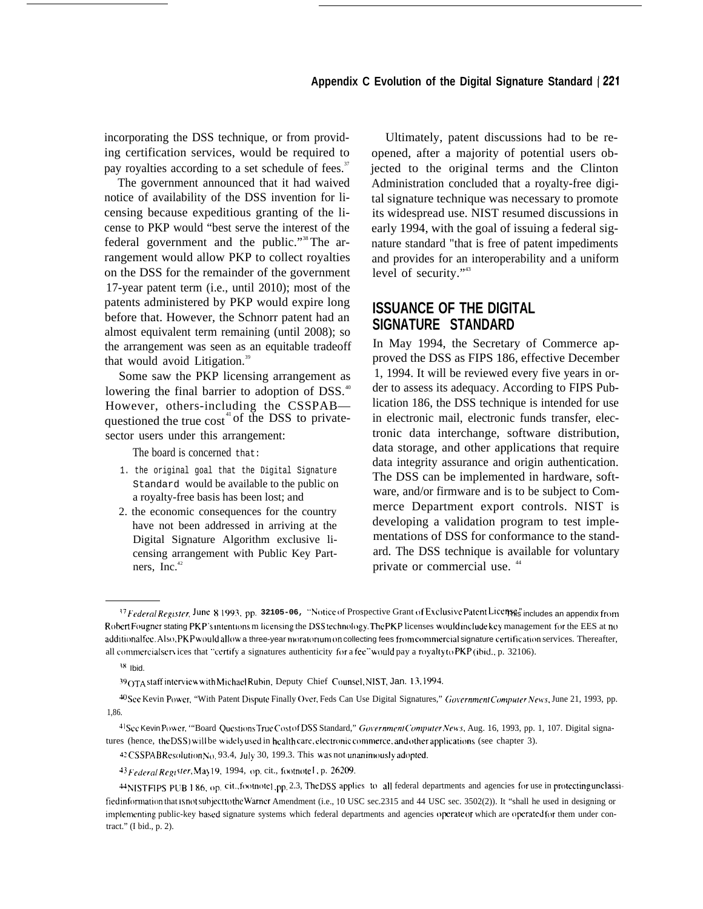incorporating the DSS technique, or from providing certification services, would be required to pay royalties according to a set schedule of fees.[37]

The government announced that it had waived notice of availability of the DSS invention for licensing because expeditious granting of the license to PKP would "best serve the interest of the federal government and the public."[38] The arrangement would allow PKP to collect royalties on the DSS for the remainder of the government 17-year patent term (i.e., until 2010); most of the patents administered by PKP would expire long before that. However, the Schnorr patent had an almost equivalent term remaining (until 2008); so the arrangement was seen as an equitable tradeoff that would avoid Litigation.[39]

Some saw the PKP licensing arrangement as lowering the final barrier to adoption of DSS.[40] However, others-including the CSSPAB—questioned the true cost[41] of the DSS to private-sector users under this arrangement:

> The board is concerned that:
>
> 1. the original goal that the Digital Signature Standard would be available to the public on a royalty-free basis has been lost; and
> 2. the economic consequences for the country have not been addressed in arriving at the Digital Signature Algorithm exclusive licensing arrangement with Public Key Partners, Inc.[42]

Ultimately, patent discussions had to be reopened, after a majority of potential users objected to the original terms and the Clinton Administration concluded that a royalty-free digital signature technique was necessary to promote its widespread use. NIST resumed discussions in early 1994, with the goal of issuing a federal signature standard "that is free of patent impediments and provides for an interoperability and a uniform level of security."[43]

## ISSUANCE OF THE DIGITAL SIGNATURE STANDARD

In May 1994, the Secretary of Commerce approved the DSS as FIPS 186, effective December 1, 1994. It will be reviewed every five years in order to assess its adequacy. According to FIPS Publication 186, the DSS technique is intended for use in electronic mail, electronic funds transfer, electronic data interchange, software distribution, data storage, and other applications that require data integrity assurance and origin authentication. The DSS can be implemented in hardware, software, and/or firmware and is to be subject to Commerce Department export controls. NIST is developing a validation program to test implementations of DSS for conformance to the standard. The DSS technique is available for voluntary private or commercial use.[44]

---

[37] *Federal Register*, June 8 1993, pp. 32105-06, "Notice of Prospective Grant of Exclusive Patent License." This includes an appendix from Robert Fougner stating PKP's intentions in licensing the DSS technology. The PKP licenses would include key management for the EES at no additional fee. Also, PKP would allow a three-year moratorium on collecting fees from commercial signature certification services. Thereafter, all commercial services that "certify a signatures authenticity for a fee" would pay a royalty to PKP (ibid., p. 32106).

[38] Ibid.

[39] OTA staff interview with Michael Rubin, Deputy Chief Counsel, NIST, Jan. 13, 1994.

[40] See Kevin Power, "With Patent Dispute Finally Over, Feds Can Use Digital Signatures," *Government Computer News*, June 21, 1993, pp. 1,86.

[41] See Kevin Power, "Board Questions True Cost of DSS Standard," *Government Computer News*, Aug. 16, 1993, pp. 1, 107. Digital signatures (hence, the DSS) will be widely used in health care, electronic commerce, and other applications (see chapter 3).

[42] CSSPAB Resolution No. 93.4, July 30, 199.3. This was not unanimously adopted.

[43] *Federal Register*, May 19, 1994, op. cit., footnote 1, p. 26209.

[44] NIST FIPS PUB 186, op. cit., footnote 1, pp. 2.3, The DSS applies to all federal departments and agencies for use in protecting unclassified information that is not subject to the Warner Amendment (i.e., 10 USC sec.2315 and 44 USC sec. 3502(2)). It "shall he used in designing or implementing public-key based signature systems which federal departments and agencies operate or which are operated for them under contract." (I bid., p. 2).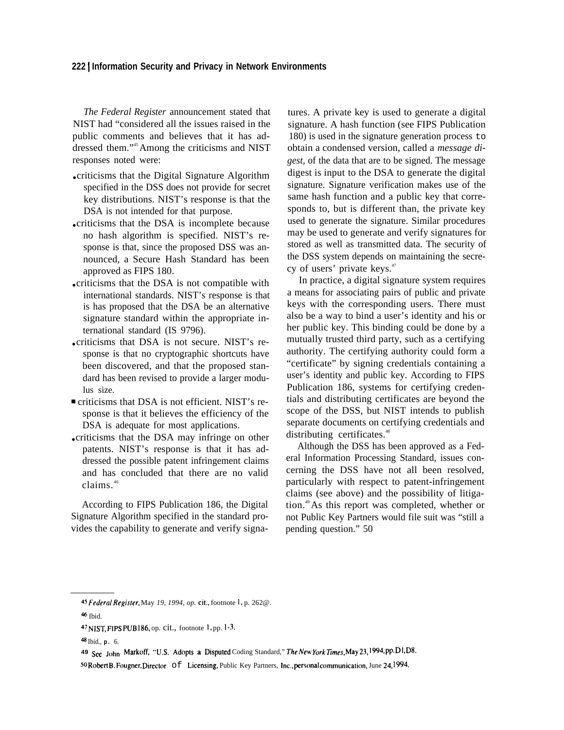*The Federal Register* announcement stated that NIST had "considered all the issues raised in the public comments and believes that it has addressed them."[45] Among the criticisms and NIST responses noted were:

- criticisms that the Digital Signature Algorithm specified in the DSS does not provide for secret key distributions. NIST's response is that the DSA is not intended for that purpose.
- criticisms that the DSA is incomplete because no hash algorithm is specified. NIST's response is that, since the proposed DSS was announced, a Secure Hash Standard has been approved as FIPS 180.
- criticisms that the DSA is not compatible with international standards. NIST's response is that is has proposed that the DSA be an alternative signature standard within the appropriate international standard (IS 9796).
- criticisms that DSA is not secure. NIST's response is that no cryptographic shortcuts have been discovered, and that the proposed standard has been revised to provide a larger modulus size.
- criticisms that DSA is not efficient. NIST's response is that it believes the efficiency of the DSA is adequate for most applications.
- criticisms that the DSA may infringe on other patents. NIST's response is that it has addressed the possible patent infringement claims and has concluded that there are no valid claims.[46]

According to FIPS Publication 186, the Digital Signature Algorithm specified in the standard provides the capability to generate and verify signatures. A private key is used to generate a digital signature. A hash function (see FIPS Publication 180) is used in the signature generation process to obtain a condensed version, called a *message digest,* of the data that are to be signed. The message digest is input to the DSA to generate the digital signature. Signature verification makes use of the same hash function and a public key that corresponds to, but is different than, the private key used to generate the signature. Similar procedures may be used to generate and verify signatures for stored as well as transmitted data. The security of the DSS system depends on maintaining the secrecy of users' private keys.[47]

In practice, a digital signature system requires a means for associating pairs of public and private keys with the corresponding users. There must also be a way to bind a user's identity and his or her public key. This binding could be done by a mutually trusted third party, such as a certifying authority. The certifying authority could form a "certificate" by signing credentials containing a user's identity and public key. According to FIPS Publication 186, systems for certifying credentials and distributing certificates are beyond the scope of the DSS, but NIST intends to publish separate documents on certifying credentials and distributing certificates.[48]

Although the DSS has been approved as a Federal Information Processing Standard, issues concerning the DSS have not all been resolved, particularly with respect to patent-infringement claims (see above) and the possibility of litigation.[49] As this report was completed, whether or not Public Key Partners would file suit was "still a pending question."[50]

---

[45] *Federal Register,* May *19, 1994, op.* cit., footnote 1, p. 262@.

[46] Ibid.

[47] NIST, FIPS PUB186, op. cit., footnote 1, pp. 1-3.

[48] Ibid., p. 6.

[49] See John Markoff, "U.S. Adopts a Disputed Coding Standard," *The New York Times,* May 23, 1994, pp. D1, D8.

[50] Robert B. Fougner, Director of Licensing, Public Key Partners, Inc., personal communication, June 24, 1994.